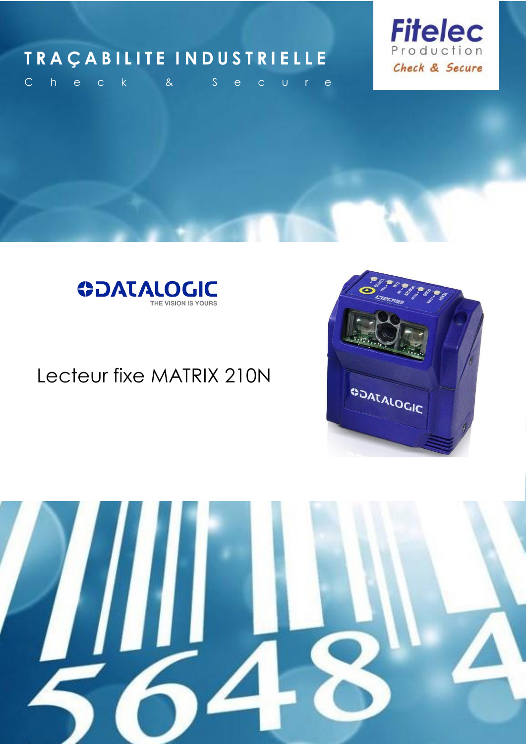# TRAÇABILITE INDUSTRIELLE

Check & Secure

Fitelec Production

Check & Secure

DATALOGIC

THE VISION IS YOURS

## Lecteur fixe MATRIX 210N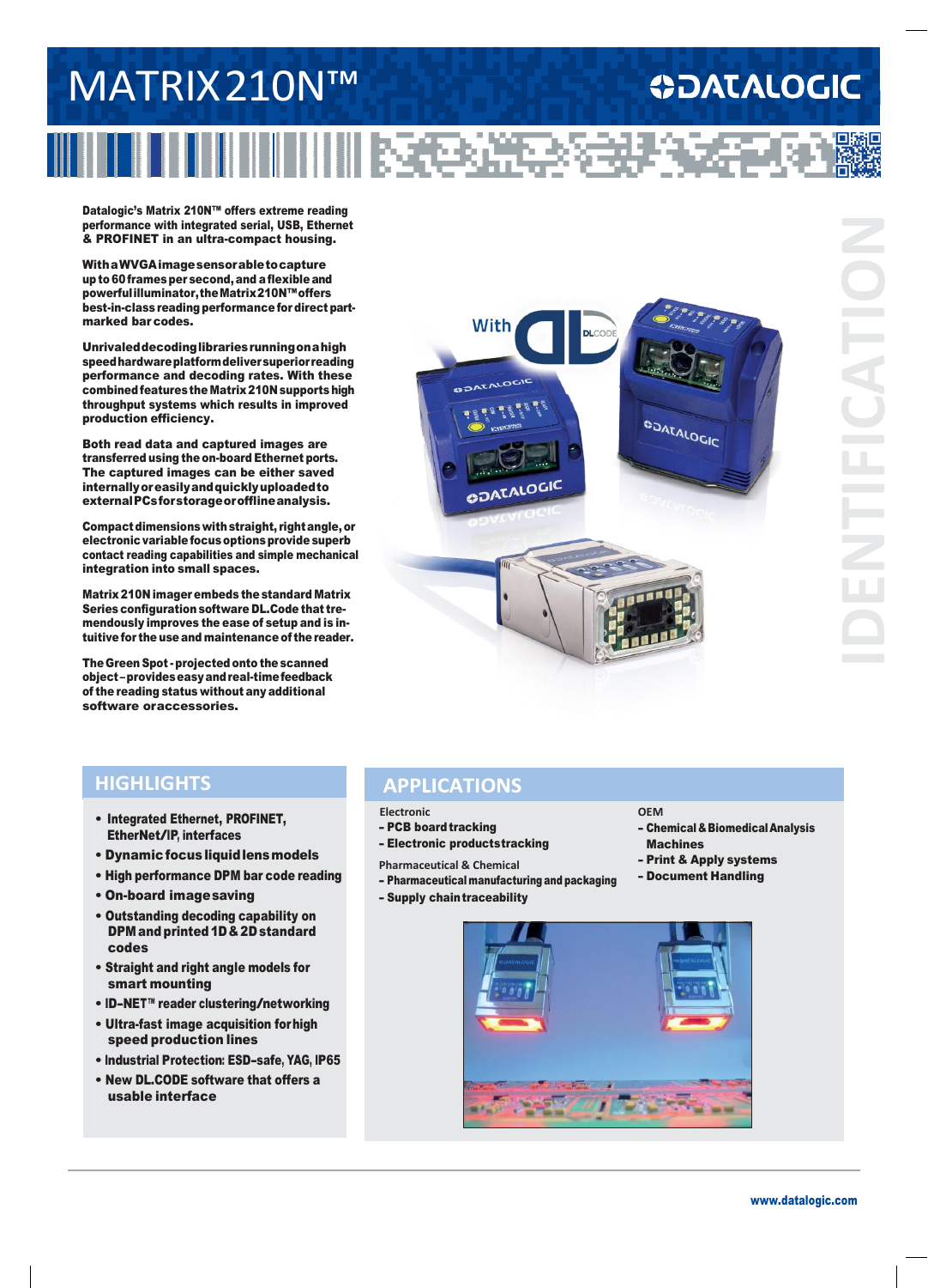# MATRIX 210N™

DATALOGIC

IDENTIFICATION

**Datalogic's Matrix 210N™ offers extreme reading performance with integrated serial, USB, Ethernet & PROFINET in an ultra-compact housing.**

**With a WVGA image sensor able to capture up to 60 frames per second, and a flexible and powerful illuminator, the Matrix 210N™ offers best-in-class reading performance for direct part-marked bar codes.**

**Unrivaled decoding libraries running on a high speed hardware platform deliver superior reading performance and decoding rates. With these combined features the Matrix 210N supports high throughput systems which results in improved production efficiency.**

**Both read data and captured images are transferred using the on-board Ethernet ports. The captured images can be either saved internally or easily and quickly uploaded to external PCs for storage or offline analysis.**

**Compact dimensions with straight, right angle, or electronic variable focus options provide superb contact reading capabilities and simple mechanical integration into small spaces.**

**Matrix 210N imager embeds the standard Matrix Series configuration software DL.Code that tremendously improves the ease of setup and is intuitive for the use and maintenance of the reader.**

**The Green Spot - projected onto the scanned object – provides easy and real-time feedback of the reading status without any additional software or accessories.**

With DL.CODE

## HIGHLIGHTS

- **Integrated Ethernet, PROFINET, EtherNet/IP, interfaces**
- **Dynamic focus liquid lens models**
- **High performance DPM bar code reading**
- **On-board image saving**
- **Outstanding decoding capability on DPM and printed 1D & 2D standard codes**
- **Straight and right angle models for smart mounting**
- **ID-NET™ reader clustering/networking**
- **Ultra-fast image acquisition for high speed production lines**
- **Industrial Protection: ESD-safe, YAG, IP65**
- **New DL.CODE software that offers a usable interface**

## APPLICATIONS

Electronic
- **PCB board tracking**
- **Electronic products tracking**

Pharmaceutical & Chemical
- **Pharmaceutical manufacturing and packaging**
- **Supply chain traceability**

OEM
- **Chemical & Biomedical Analysis Machines**
- **Print & Apply systems**
- **Document Handling**

**www.datalogic.com**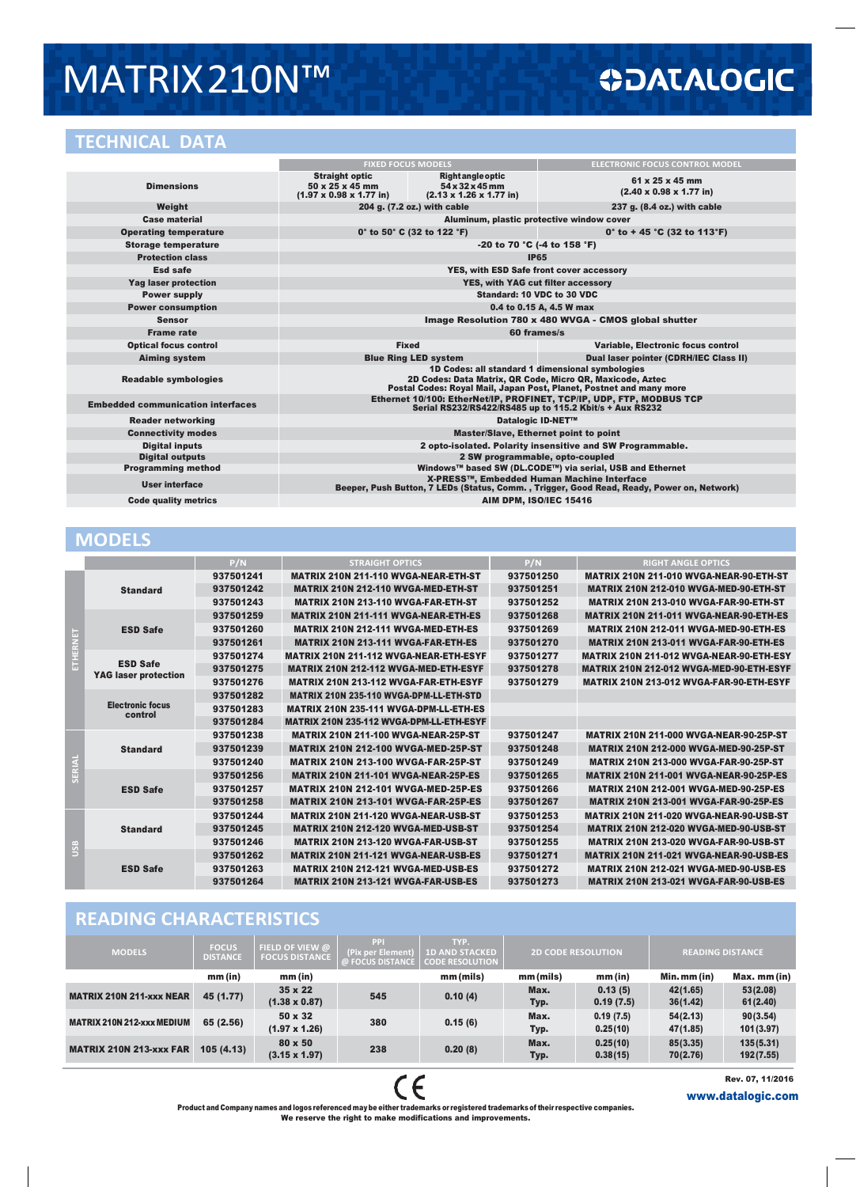# MATRIX210N™

DATALOGIC

## TECHNICAL DATA

| | FIXED FOCUS MODELS | | ELECTRONIC FOCUS CONTROL MODEL |
|---|---|---|---|
| **Dimensions** | Straight optic 50 x 25 x 45 mm (1.97 x 0.98 x 1.77 in) | Right angle optic 54 x 32 x 45 mm (2.13 x 1.26 x 1.77 in) | 61 x 25 x 45 mm (2.40 x 0.98 x 1.77 in) |
| **Weight** | 204 g. (7.2 oz.) with cable | | 237 g. (8.4 oz.) with cable |
| **Case material** | Aluminum, plastic protective window cover | | |
| **Operating temperature** | 0° to 50° C (32 to 122 °F) | | 0° to + 45 °C (32 to 113°F) |
| **Storage temperature** | -20 to 70 °C (-4 to 158 °F) | | |
| **Protection class** | IP65 | | |
| **Esd safe** | YES, with ESD Safe front cover accessory | | |
| **Yag laser protection** | YES, with YAG cut filter accessory | | |
| **Power supply** | Standard: 10 VDC to 30 VDC | | |
| **Power consumption** | 0.4 to 0.15 A, 4.5 W max | | |
| **Sensor** | Image Resolution 780 x 480 WVGA - CMOS global shutter | | |
| **Frame rate** | 60 frames/s | | |
| **Optical focus control** | Fixed | | Variable, Electronic focus control |
| **Aiming system** | Blue Ring LED system | | Dual laser pointer (CDRH/IEC Class II) |
| **Readable symbologies** | 1D Codes: all standard 1 dimensional symbologies<br>2D Codes: Data Matrix, QR Code, Micro QR, Maxicode, Aztec<br>Postal Codes: Royal Mail, Japan Post, Planet, Postnet and many more | | |
| **Embedded communication interfaces** | Ethernet 10/100: EtherNet/IP, PROFINET, TCP/IP, UDP, FTP, MODBUS TCP<br>Serial RS232/RS422/RS485 up to 115.2 Kbit/s + Aux RS232 | | |
| **Reader networking** | Datalogic ID-NET™ | | |
| **Connectivity modes** | Master/Slave, Ethernet point to point | | |
| **Digital inputs** | 2 opto-isolated. Polarity insensitive and SW Programmable. | | |
| **Digital outputs** | 2 SW programmable, opto-coupled | | |
| **Programming method** | Windows™ based SW (DL.CODE™) via serial, USB and Ethernet | | |
| **User interface** | X-PRESS™, Embedded Human Machine Interface<br>Beeper, Push Button, 7 LEDs (Status, Comm. , Trigger, Good Read, Ready, Power on, Network) | | |
| **Code quality metrics** | AIM DPM, ISO/IEC 15416 | | |

## MODELS

| | | P/N | STRAIGHT OPTICS | P/N | RIGHT ANGLE OPTICS |
|---|---|---|---|---|---|
| ETHERNET | Standard | 937501241 | MATRIX 210N 211-110 WVGA-NEAR-ETH-ST | 937501250 | MATRIX 210N 211-010 WVGA-NEAR-90-ETH-ST |
| | | 937501242 | MATRIX 210N 212-110 WVGA-MED-ETH-ST | 937501251 | MATRIX 210N 212-010 WVGA-MED-90-ETH-ST |
| | | 937501243 | MATRIX 210N 213-110 WVGA-FAR-ETH-ST | 937501252 | MATRIX 210N 213-010 WVGA-FAR-90-ETH-ST |
| | ESD Safe | 937501259 | MATRIX 210N 211-111 WVGA-NEAR-ETH-ES | 937501268 | MATRIX 210N 211-011 WVGA-NEAR-90-ETH-ES |
| | | 937501260 | MATRIX 210N 212-111 WVGA-MED-ETH-ES | 937501269 | MATRIX 210N 212-011 WVGA-MED-90-ETH-ES |
| | | 937501261 | MATRIX 210N 213-111 WVGA-FAR-ETH-ES | 937501270 | MATRIX 210N 213-011 WVGA-FAR-90-ETH-ES |
| | ESD Safe YAG laser protection | 937501274 | MATRIX 210N 211-112 WVGA-NEAR-ETH-ESYF | 937501277 | MATRIX 210N 211-012 WVGA-NEAR-90-ETH-ESY |
| | | 937501275 | MATRIX 210N 212-112 WVGA-MED-ETH-ESYF | 937501278 | MATRIX 210N 212-012 WVGA-MED-90-ETH-ESYF |
| | | 937501276 | MATRIX 210N 213-112 WVGA-FAR-ETH-ESYF | 937501279 | MATRIX 210N 213-012 WVGA-FAR-90-ETH-ESYF |
| | Electronic focus control | 937501282 | MATRIX 210N 235-110 WVGA-DPM-LL-ETH-STD | | |
| | | 937501283 | MATRIX 210N 235-111 WVGA-DPM-LL-ETH-ES | | |
| | | 937501284 | MATRIX 210N 235-112 WVGA-DPM-LL-ETH-ESYF | | |
| SERIAL | Standard | 937501238 | MATRIX 210N 211-100 WVGA-NEAR-25P-ST | 937501247 | MATRIX 210N 211-000 WVGA-NEAR-90-25P-ST |
| | | 937501239 | MATRIX 210N 212-100 WVGA-MED-25P-ST | 937501248 | MATRIX 210N 212-000 WVGA-MED-90-25P-ST |
| | | 937501240 | MATRIX 210N 213-100 WVGA-FAR-25P-ST | 937501249 | MATRIX 210N 213-000 WVGA-FAR-90-25P-ST |
| | ESD Safe | 937501256 | MATRIX 210N 211-101 WVGA-NEAR-25P-ES | 937501265 | MATRIX 210N 211-001 WVGA-NEAR-90-25P-ES |
| | | 937501257 | MATRIX 210N 212-101 WVGA-MED-25P-ES | 937501266 | MATRIX 210N 212-001 WVGA-MED-90-25P-ES |
| | | 937501258 | MATRIX 210N 213-101 WVGA-FAR-25P-ES | 937501267 | MATRIX 210N 213-001 WVGA-FAR-90-25P-ES |
| USB | Standard | 937501244 | MATRIX 210N 211-120 WVGA-NEAR-USB-ST | 937501253 | MATRIX 210N 211-020 WVGA-NEAR-90-USB-ST |
| | | 937501245 | MATRIX 210N 212-120 WVGA-MED-USB-ST | 937501254 | MATRIX 210N 212-020 WVGA-MED-90-USB-ST |
| | | 937501246 | MATRIX 210N 213-120 WVGA-FAR-USB-ST | 937501255 | MATRIX 210N 213-020 WVGA-FAR-90-USB-ST |
| | ESD Safe | 937501262 | MATRIX 210N 211-121 WVGA-NEAR-USB-ES | 937501271 | MATRIX 210N 211-021 WVGA-NEAR-90-USB-ES |
| | | 937501263 | MATRIX 210N 212-121 WVGA-MED-USB-ES | 937501272 | MATRIX 210N 212-021 WVGA-MED-90-USB-ES |
| | | 937501264 | MATRIX 210N 213-121 WVGA-FAR-USB-ES | 937501273 | MATRIX 210N 213-021 WVGA-FAR-90-USB-ES |

## READING CHARACTERISTICS

| MODELS | FOCUS DISTANCE | FIELD OF VIEW @ FOCUS DISTANCE | PPI (Pix per Element) @ FOCUS DISTANCE | TYP. 1D AND STACKED CODE RESOLUTION | 2D CODE RESOLUTION | | READING DISTANCE | |
|---|---|---|---|---|---|---|---|---|
| | mm (in) | mm (in) | | mm (mils) | mm (mils) | mm (in) | Min. mm (in) | Max. mm (in) |
| MATRIX 210N 211-xxx NEAR | 45 (1.77) | 35 x 22 (1.38 x 0.87) | 545 | 0.10 (4) | Max.<br>Typ. | 0.13 (5)<br>0.19 (7.5) | 42(1.65)<br>36(1.42) | 53(2.08)<br>61(2.40) |
| MATRIX 210N 212-xxx MEDIUM | 65 (2.56) | 50 x 32 (1.97 x 1.26) | 380 | 0.15 (6) | Max.<br>Typ. | 0.19 (7.5)<br>0.25(10) | 54(2.13)<br>47(1.85) | 90(3.54)<br>101(3.97) |
| MATRIX 210N 213-xxx FAR | 105 (4.13) | 80 x 50 (3.15 x 1.97) | 238 | 0.20 (8) | Max.<br>Typ. | 0.25(10)<br>0.38(15) | 85(3.35)<br>70(2.76) | 135(5.31)<br>192(7.55) |

CE

Rev. 07, 11/2016

www.datalogic.com

Product and Company names and logos referenced may be either trademarks or registered trademarks of their respective companies.
We reserve the right to make modifications and improvements.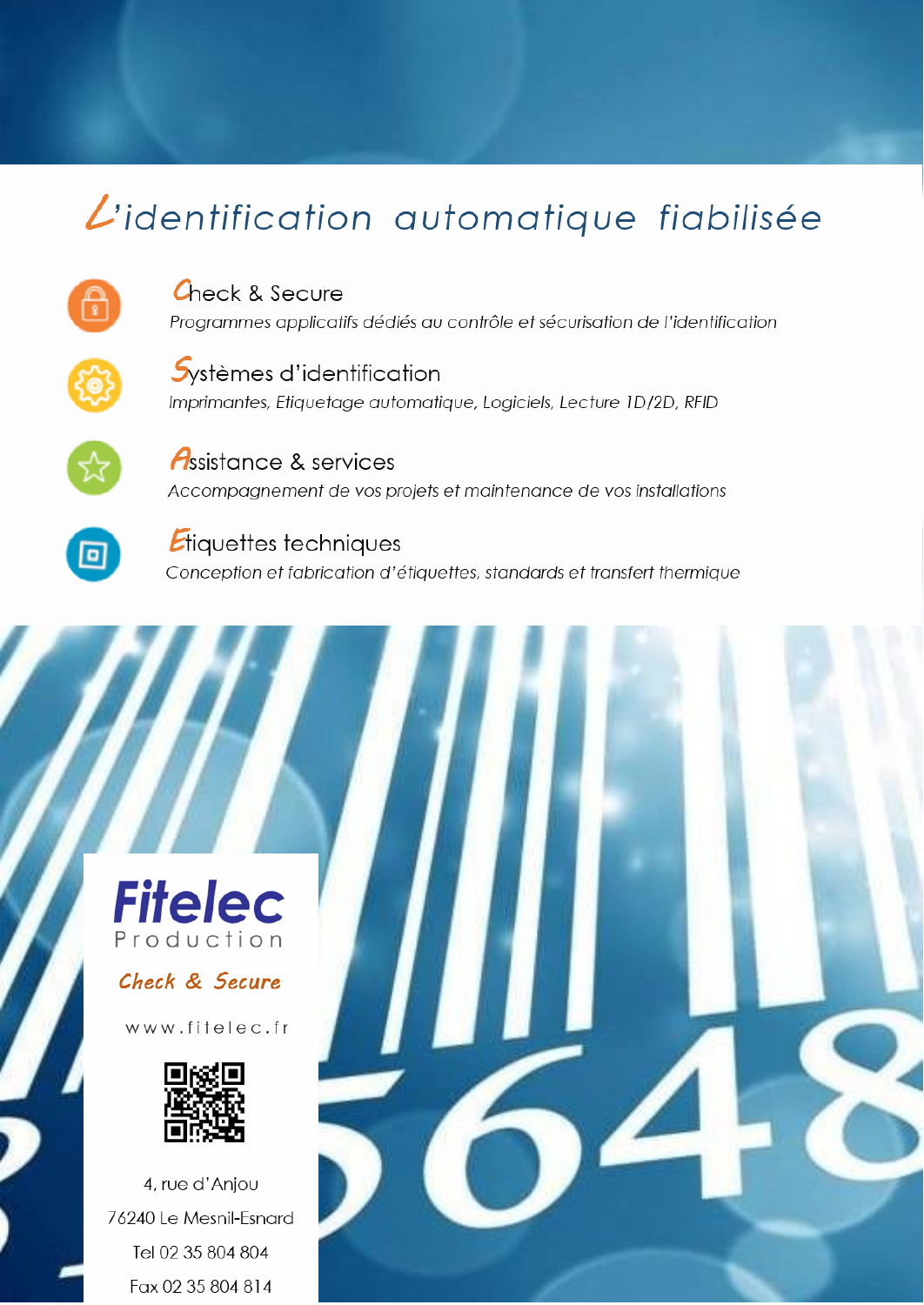# L'identification automatique fiabilisée

## Check & Secure

*Programmes applicatifs dédiés au contrôle et sécurisation de l'identification*

## Systèmes d'identification

*Imprimantes, Etiquetage automatique, Logiciels, Lecture 1D/2D, RFID*

## Assistance & services

*Accompagnement de vos projets et maintenance de vos installations*

## Etiquettes techniques

*Conception et fabrication d'étiquettes, standards et transfert thermique*

**Fitelec**
Production

*Check & Secure*

www.fitelec.fr

4, rue d'Anjou
76240 Le Mesnil-Esnard
Tel 02 35 804 804
Fax 02 35 804 814